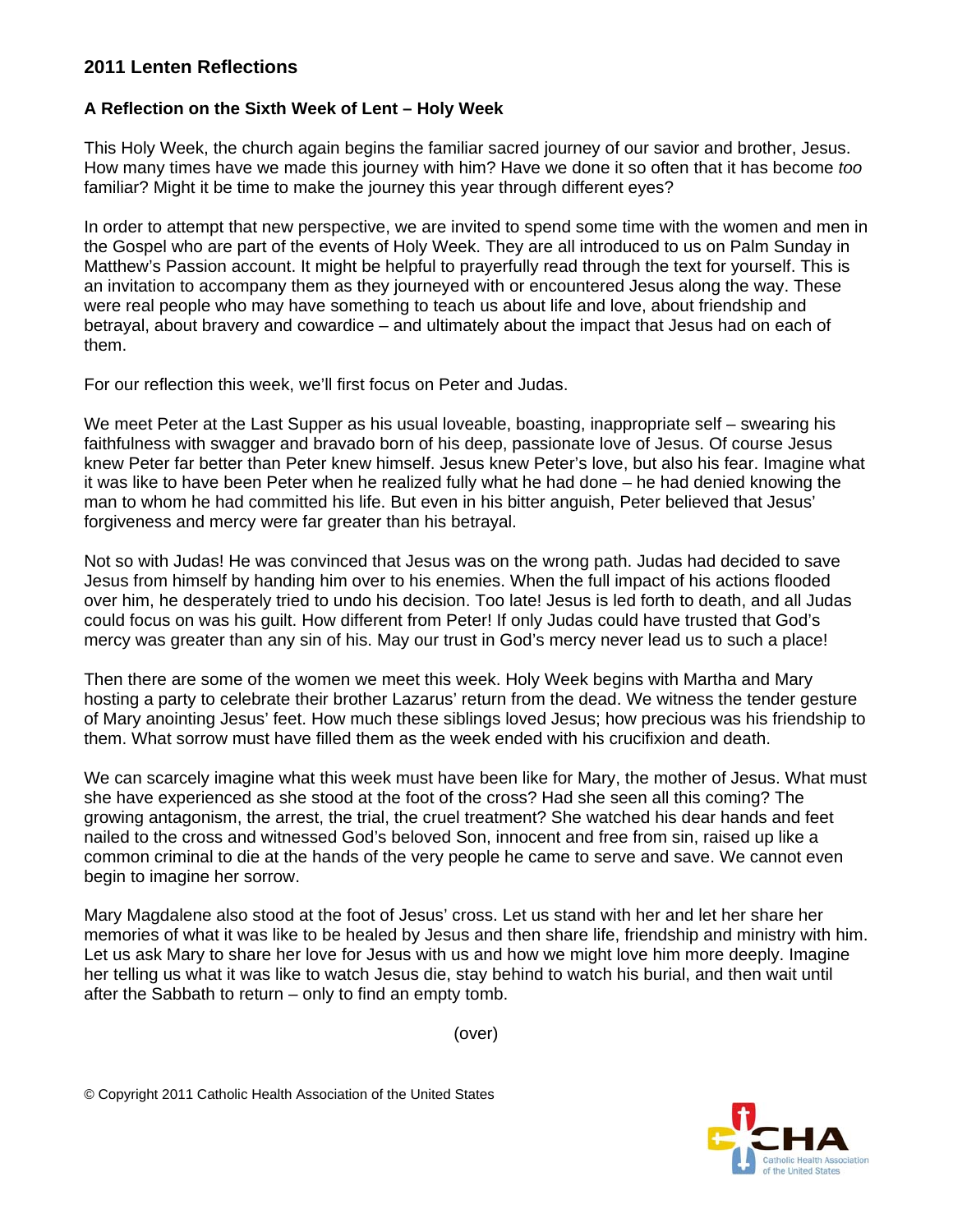## 2011 Lenten Reflections

### A Reflection on the Sixth Week of Lent – Holy Week

This Holy Week, the church again begins the familiar sacred journey of our savior and brother, Jesus. How many times have we made this journey with him? Have we done it so often that it has become *too* familiar? Might it be time to make the journey this year through different eyes?

In order to attempt that new perspective, we are invited to spend some time with the women and men in the Gospel who are part of the events of Holy Week. They are all introduced to us on Palm Sunday in Matthew's Passion account. It might be helpful to prayerfully read through the text for yourself. This is an invitation to accompany them as they journeyed with or encountered Jesus along the way. These were real people who may have something to teach us about life and love, about friendship and betrayal, about bravery and cowardice – and ultimately about the impact that Jesus had on each of them.

For our reflection this week, we'll first focus on Peter and Judas.

We meet Peter at the Last Supper as his usual loveable, boasting, inappropriate self – swearing his faithfulness with swagger and bravado born of his deep, passionate love of Jesus. Of course Jesus knew Peter far better than Peter knew himself. Jesus knew Peter's love, but also his fear. Imagine what it was like to have been Peter when he realized fully what he had done – he had denied knowing the man to whom he had committed his life. But even in his bitter anguish, Peter believed that Jesus' forgiveness and mercy were far greater than his betrayal.

Not so with Judas! He was convinced that Jesus was on the wrong path. Judas had decided to save Jesus from himself by handing him over to his enemies. When the full impact of his actions flooded over him, he desperately tried to undo his decision. Too late! Jesus is led forth to death, and all Judas could focus on was his guilt. How different from Peter! If only Judas could have trusted that God's mercy was greater than any sin of his. May our trust in God's mercy never lead us to such a place!

Then there are some of the women we meet this week. Holy Week begins with Martha and Mary hosting a party to celebrate their brother Lazarus' return from the dead. We witness the tender gesture of Mary anointing Jesus' feet. How much these siblings loved Jesus; how precious was his friendship to them. What sorrow must have filled them as the week ended with his crucifixion and death.

We can scarcely imagine what this week must have been like for Mary, the mother of Jesus. What must she have experienced as she stood at the foot of the cross? Had she seen all this coming? The growing antagonism, the arrest, the trial, the cruel treatment? She watched his dear hands and feet nailed to the cross and witnessed God's beloved Son, innocent and free from sin, raised up like a common criminal to die at the hands of the very people he came to serve and save. We cannot even begin to imagine her sorrow.

Mary Magdalene also stood at the foot of Jesus' cross. Let us stand with her and let her share her memories of what it was like to be healed by Jesus and then share life, friendship and ministry with him. Let us ask Mary to share her love for Jesus with us and how we might love him more deeply. Imagine her telling us what it was like to watch Jesus die, stay behind to watch his burial, and then wait until after the Sabbath to return – only to find an empty tomb.

(over)

© Copyright 2011 Catholic Health Association of the United States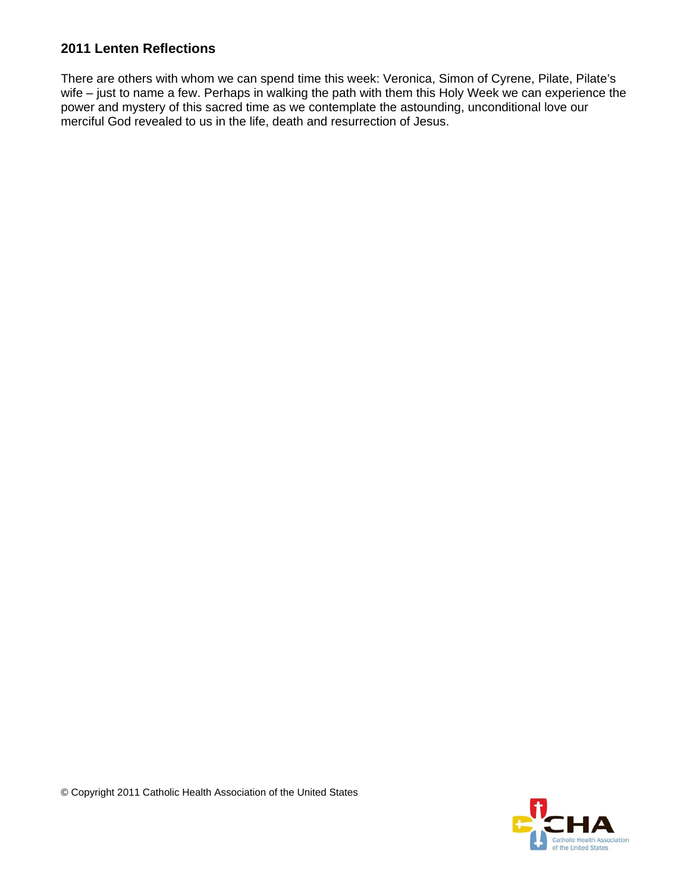**2011 Lenten Reflections**

There are others with whom we can spend time this week: Veronica, Simon of Cyrene, Pilate, Pilate's wife – just to name a few. Perhaps in walking the path with them this Holy Week we can experience the power and mystery of this sacred time as we contemplate the astounding, unconditional love our merciful God revealed to us in the life, death and resurrection of Jesus.

© Copyright 2011 Catholic Health Association of the United States